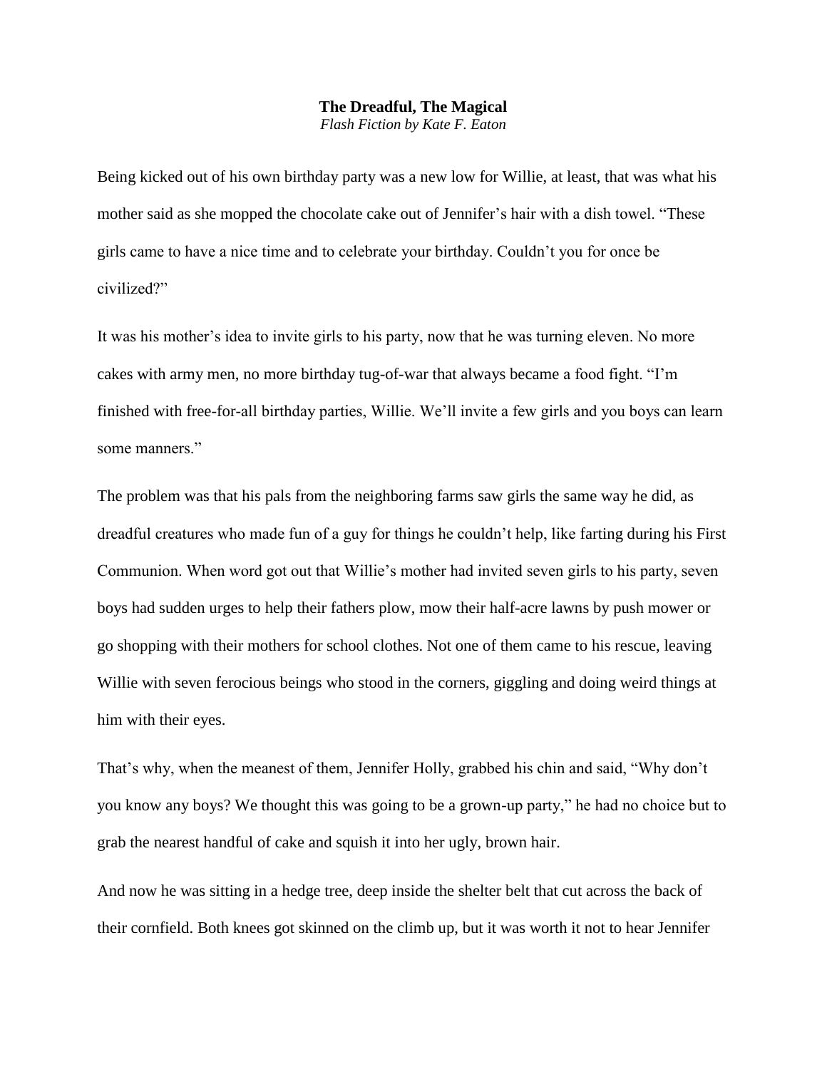**The Dreadful, The Magical**

*Flash Fiction by Kate F. Eaton*

Being kicked out of his own birthday party was a new low for Willie, at least, that was what his mother said as she mopped the chocolate cake out of Jennifer's hair with a dish towel. "These girls came to have a nice time and to celebrate your birthday. Couldn't you for once be civilized?"

It was his mother's idea to invite girls to his party, now that he was turning eleven. No more cakes with army men, no more birthday tug-of-war that always became a food fight. "I'm finished with free-for-all birthday parties, Willie. We'll invite a few girls and you boys can learn some manners."

The problem was that his pals from the neighboring farms saw girls the same way he did, as dreadful creatures who made fun of a guy for things he couldn't help, like farting during his First Communion. When word got out that Willie's mother had invited seven girls to his party, seven boys had sudden urges to help their fathers plow, mow their half-acre lawns by push mower or go shopping with their mothers for school clothes. Not one of them came to his rescue, leaving Willie with seven ferocious beings who stood in the corners, giggling and doing weird things at him with their eyes.

That's why, when the meanest of them, Jennifer Holly, grabbed his chin and said, "Why don't you know any boys? We thought this was going to be a grown-up party," he had no choice but to grab the nearest handful of cake and squish it into her ugly, brown hair.

And now he was sitting in a hedge tree, deep inside the shelter belt that cut across the back of their cornfield. Both knees got skinned on the climb up, but it was worth it not to hear Jennifer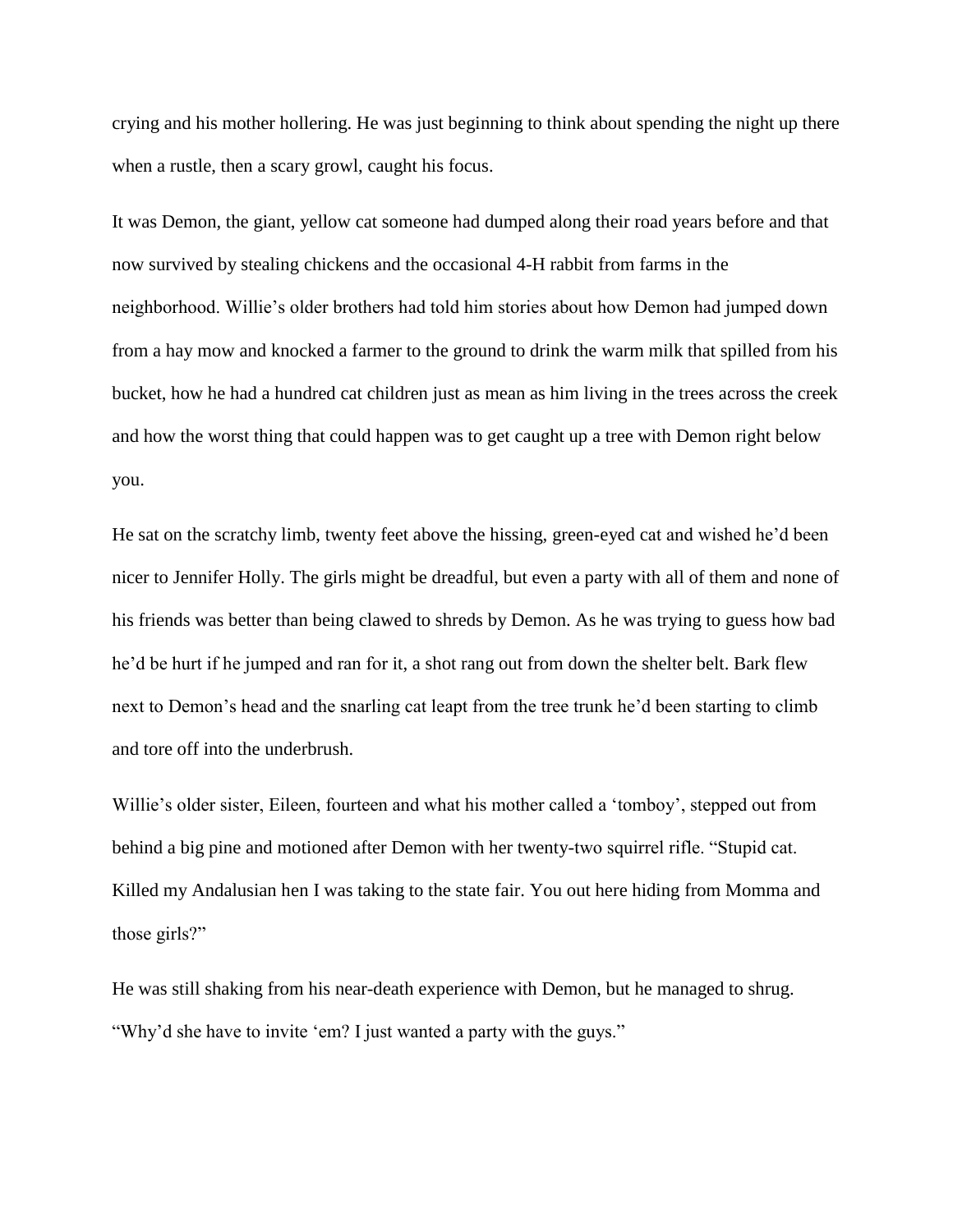crying and his mother hollering. He was just beginning to think about spending the night up there when a rustle, then a scary growl, caught his focus.

It was Demon, the giant, yellow cat someone had dumped along their road years before and that now survived by stealing chickens and the occasional 4-H rabbit from farms in the neighborhood. Willie's older brothers had told him stories about how Demon had jumped down from a hay mow and knocked a farmer to the ground to drink the warm milk that spilled from his bucket, how he had a hundred cat children just as mean as him living in the trees across the creek and how the worst thing that could happen was to get caught up a tree with Demon right below you.

He sat on the scratchy limb, twenty feet above the hissing, green-eyed cat and wished he'd been nicer to Jennifer Holly. The girls might be dreadful, but even a party with all of them and none of his friends was better than being clawed to shreds by Demon. As he was trying to guess how bad he'd be hurt if he jumped and ran for it, a shot rang out from down the shelter belt. Bark flew next to Demon's head and the snarling cat leapt from the tree trunk he'd been starting to climb and tore off into the underbrush.

Willie's older sister, Eileen, fourteen and what his mother called a 'tomboy', stepped out from behind a big pine and motioned after Demon with her twenty-two squirrel rifle. "Stupid cat. Killed my Andalusian hen I was taking to the state fair. You out here hiding from Momma and those girls?"

He was still shaking from his near-death experience with Demon, but he managed to shrug. "Why'd she have to invite 'em? I just wanted a party with the guys."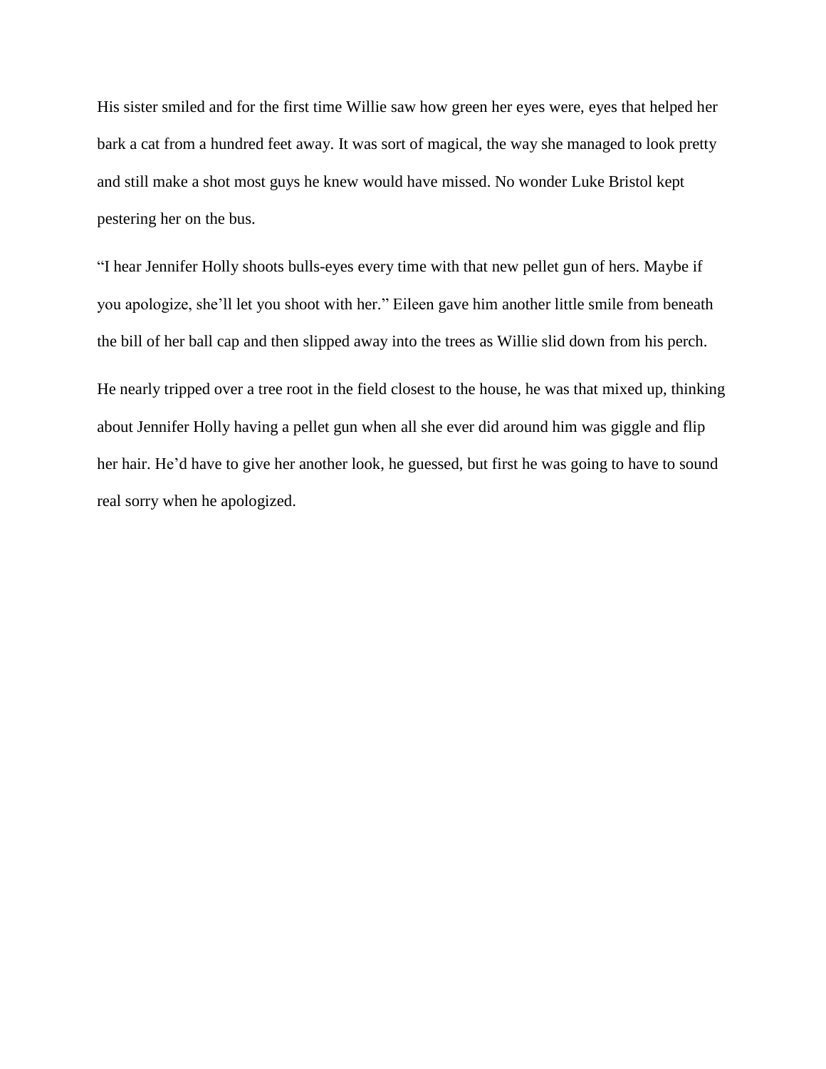His sister smiled and for the first time Willie saw how green her eyes were, eyes that helped her bark a cat from a hundred feet away. It was sort of magical, the way she managed to look pretty and still make a shot most guys he knew would have missed. No wonder Luke Bristol kept pestering her on the bus.

"I hear Jennifer Holly shoots bulls-eyes every time with that new pellet gun of hers. Maybe if you apologize, she'll let you shoot with her." Eileen gave him another little smile from beneath the bill of her ball cap and then slipped away into the trees as Willie slid down from his perch.

He nearly tripped over a tree root in the field closest to the house, he was that mixed up, thinking about Jennifer Holly having a pellet gun when all she ever did around him was giggle and flip her hair. He'd have to give her another look, he guessed, but first he was going to have to sound real sorry when he apologized.